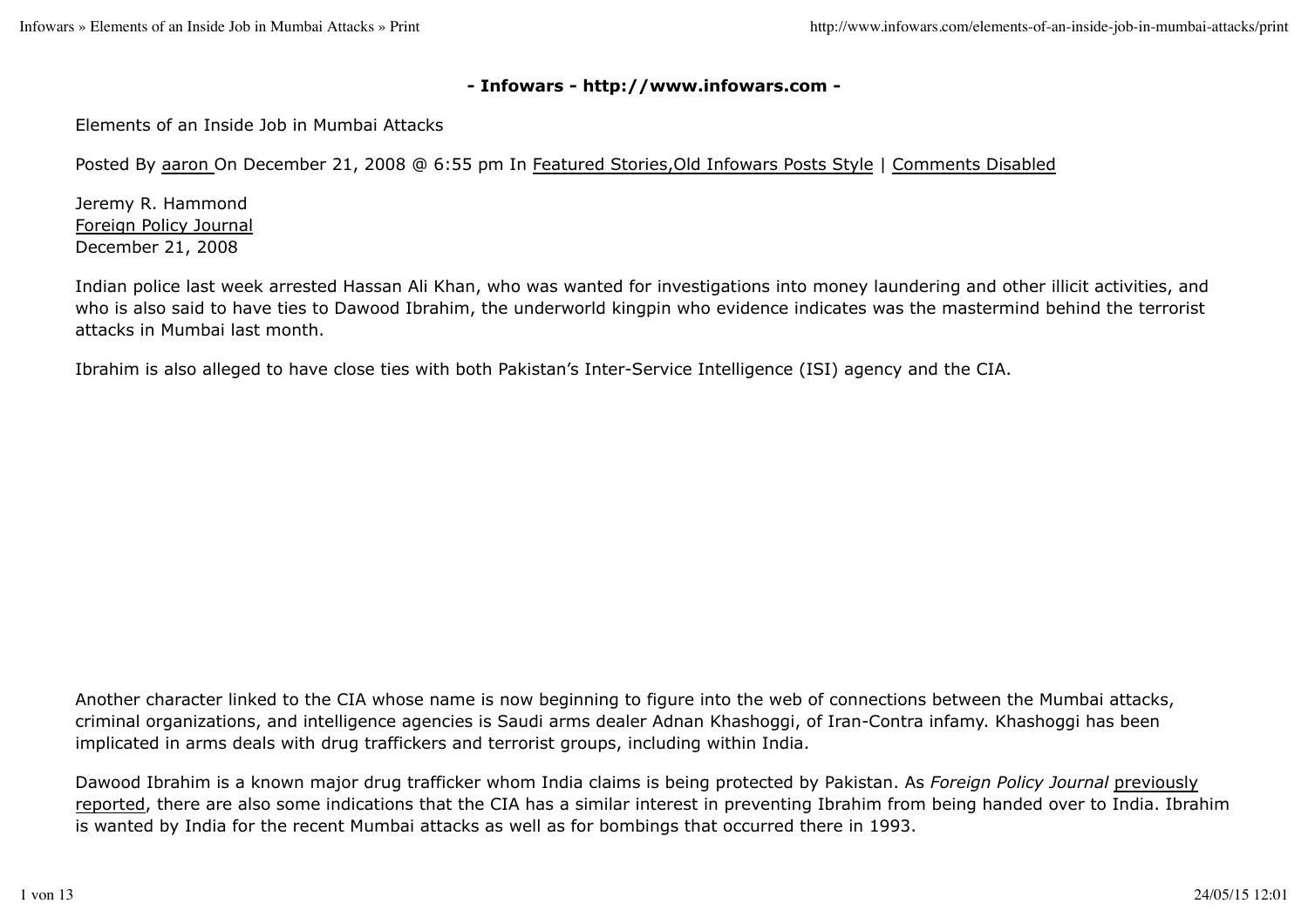**- Infowars - http://www.infowars.com -**

Elements of an Inside Job in Mumbai Attacks

Posted By aaron On December 21, 2008 @ 6:55 pm In Featured Stories,Old Infowars Posts Style | Comments Disabled

Jeremy R. Hammond
Foreign Policy Journal
December 21, 2008

Indian police last week arrested Hassan Ali Khan, who was wanted for investigations into money laundering and other illicit activities, and who is also said to have ties to Dawood Ibrahim, the underworld kingpin who evidence indicates was the mastermind behind the terrorist attacks in Mumbai last month.

Ibrahim is also alleged to have close ties with both Pakistan's Inter-Service Intelligence (ISI) agency and the CIA.

Another character linked to the CIA whose name is now beginning to figure into the web of connections between the Mumbai attacks, criminal organizations, and intelligence agencies is Saudi arms dealer Adnan Khashoggi, of Iran-Contra infamy. Khashoggi has been implicated in arms deals with drug traffickers and terrorist groups, including within India.

Dawood Ibrahim is a known major drug trafficker whom India claims is being protected by Pakistan. As *Foreign Policy Journal* previously reported, there are also some indications that the CIA has a similar interest in preventing Ibrahim from being handed over to India. Ibrahim is wanted by India for the recent Mumbai attacks as well as for bombings that occurred there in 1993.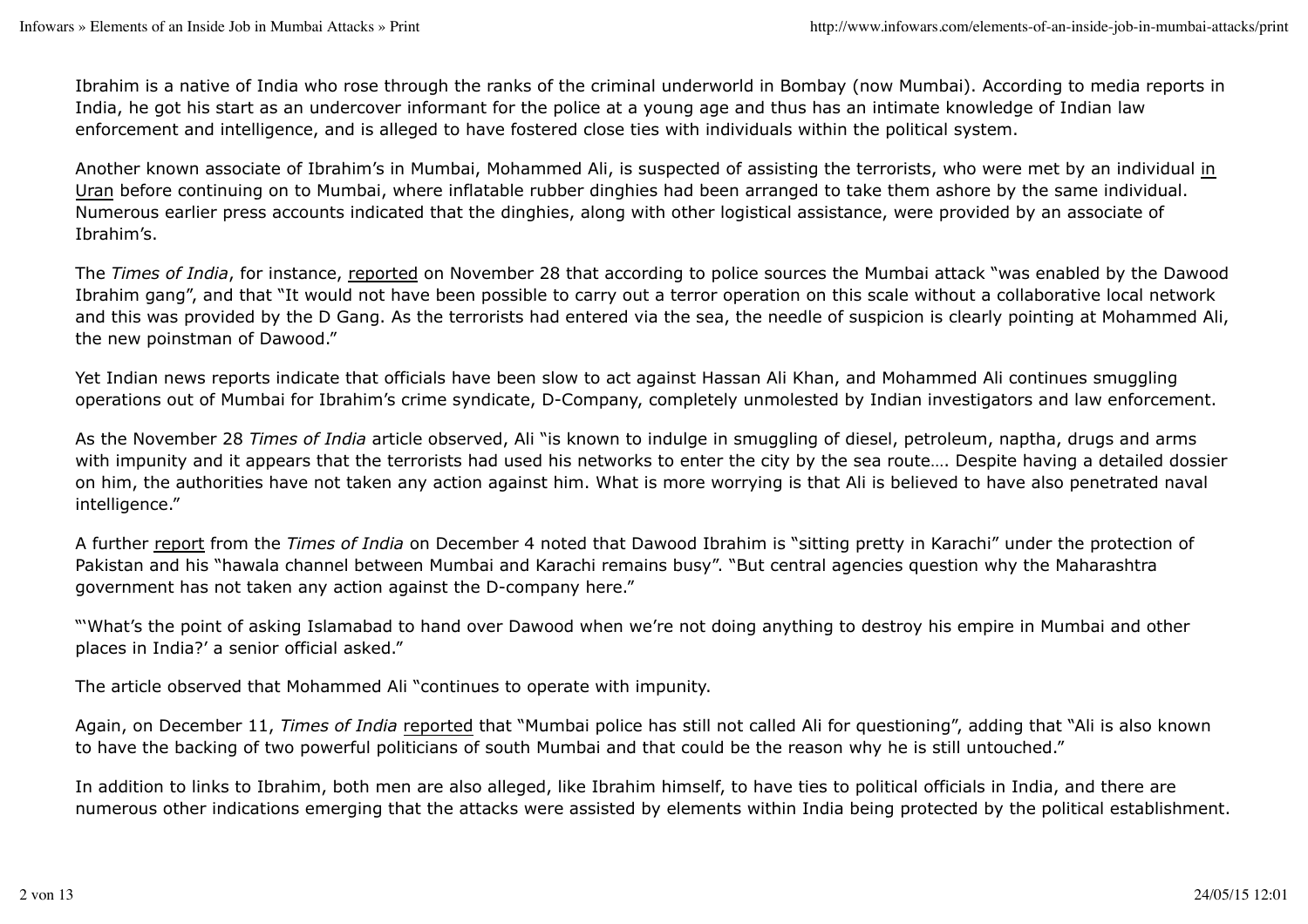Ibrahim is a native of India who rose through the ranks of the criminal underworld in Bombay (now Mumbai). According to media reports in India, he got his start as an undercover informant for the police at a young age and thus has an intimate knowledge of Indian law enforcement and intelligence, and is alleged to have fostered close ties with individuals within the political system.

Another known associate of Ibrahim's in Mumbai, Mohammed Ali, is suspected of assisting the terrorists, who were met by an individual in Uran before continuing on to Mumbai, where inflatable rubber dinghies had been arranged to take them ashore by the same individual. Numerous earlier press accounts indicated that the dinghies, along with other logistical assistance, were provided by an associate of Ibrahim's.

The *Times of India*, for instance, reported on November 28 that according to police sources the Mumbai attack "was enabled by the Dawood Ibrahim gang", and that "It would not have been possible to carry out a terror operation on this scale without a collaborative local network and this was provided by the D Gang. As the terrorists had entered via the sea, the needle of suspicion is clearly pointing at Mohammed Ali, the new poinstman of Dawood."

Yet Indian news reports indicate that officials have been slow to act against Hassan Ali Khan, and Mohammed Ali continues smuggling operations out of Mumbai for Ibrahim's crime syndicate, D-Company, completely unmolested by Indian investigators and law enforcement.

As the November 28 *Times of India* article observed, Ali "is known to indulge in smuggling of diesel, petroleum, naptha, drugs and arms with impunity and it appears that the terrorists had used his networks to enter the city by the sea route…. Despite having a detailed dossier on him, the authorities have not taken any action against him. What is more worrying is that Ali is believed to have also penetrated naval intelligence."

A further report from the *Times of India* on December 4 noted that Dawood Ibrahim is "sitting pretty in Karachi" under the protection of Pakistan and his "hawala channel between Mumbai and Karachi remains busy". "But central agencies question why the Maharashtra government has not taken any action against the D-company here."

"'What's the point of asking Islamabad to hand over Dawood when we're not doing anything to destroy his empire in Mumbai and other places in India?' a senior official asked."

The article observed that Mohammed Ali "continues to operate with impunity.

Again, on December 11, *Times of India* reported that "Mumbai police has still not called Ali for questioning", adding that "Ali is also known to have the backing of two powerful politicians of south Mumbai and that could be the reason why he is still untouched."

In addition to links to Ibrahim, both men are also alleged, like Ibrahim himself, to have ties to political officials in India, and there are numerous other indications emerging that the attacks were assisted by elements within India being protected by the political establishment.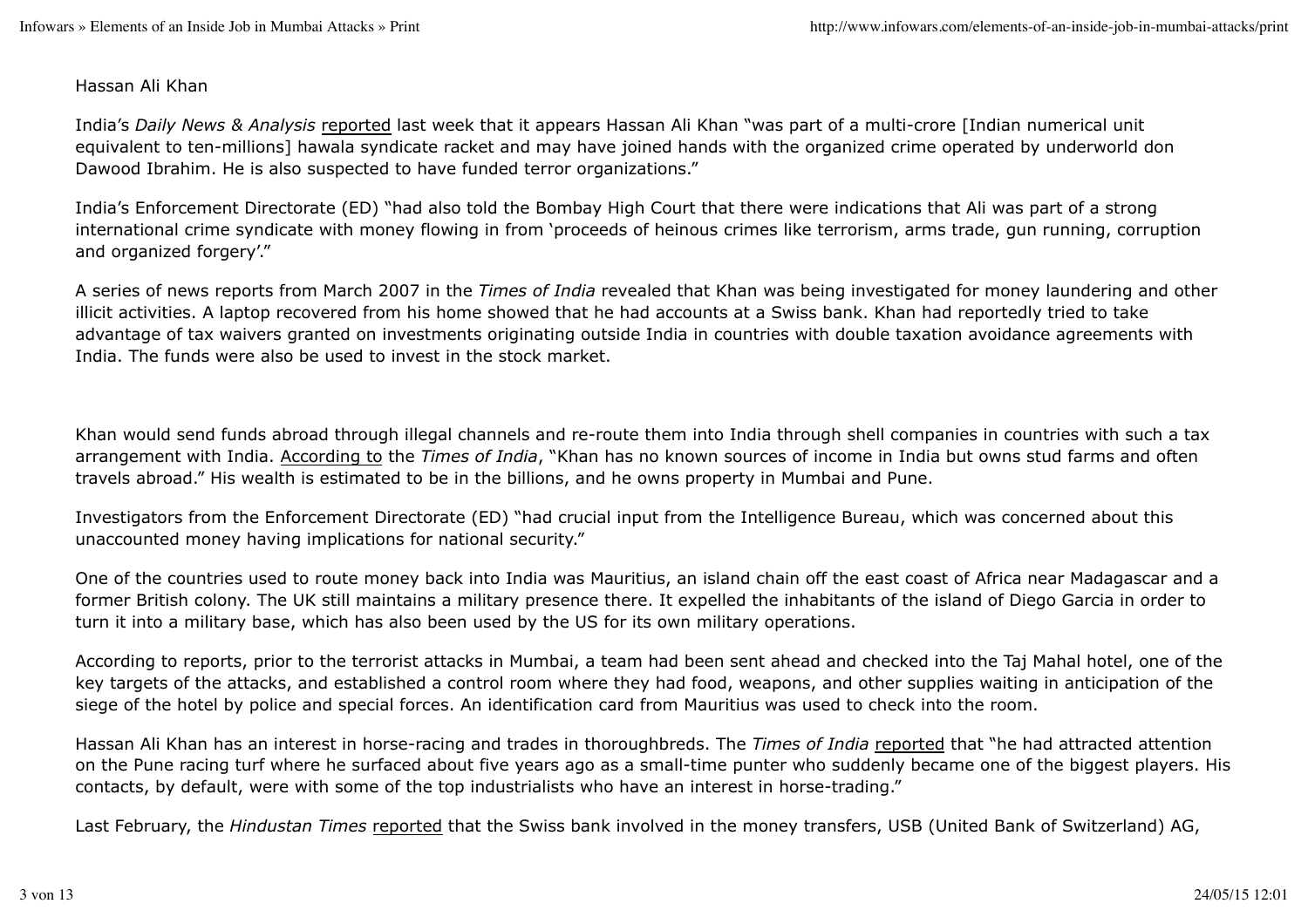Hassan Ali Khan

India's *Daily News & Analysis* reported last week that it appears Hassan Ali Khan "was part of a multi-crore [Indian numerical unit equivalent to ten-millions] hawala syndicate racket and may have joined hands with the organized crime operated by underworld don Dawood Ibrahim. He is also suspected to have funded terror organizations."

India's Enforcement Directorate (ED) "had also told the Bombay High Court that there were indications that Ali was part of a strong international crime syndicate with money flowing in from 'proceeds of heinous crimes like terrorism, arms trade, gun running, corruption and organized forgery'."

A series of news reports from March 2007 in the *Times of India* revealed that Khan was being investigated for money laundering and other illicit activities. A laptop recovered from his home showed that he had accounts at a Swiss bank. Khan had reportedly tried to take advantage of tax waivers granted on investments originating outside India in countries with double taxation avoidance agreements with India. The funds were also be used to invest in the stock market.

Khan would send funds abroad through illegal channels and re-route them into India through shell companies in countries with such a tax arrangement with India. According to the *Times of India*, "Khan has no known sources of income in India but owns stud farms and often travels abroad." His wealth is estimated to be in the billions, and he owns property in Mumbai and Pune.

Investigators from the Enforcement Directorate (ED) "had crucial input from the Intelligence Bureau, which was concerned about this unaccounted money having implications for national security."

One of the countries used to route money back into India was Mauritius, an island chain off the east coast of Africa near Madagascar and a former British colony. The UK still maintains a military presence there. It expelled the inhabitants of the island of Diego Garcia in order to turn it into a military base, which has also been used by the US for its own military operations.

According to reports, prior to the terrorist attacks in Mumbai, a team had been sent ahead and checked into the Taj Mahal hotel, one of the key targets of the attacks, and established a control room where they had food, weapons, and other supplies waiting in anticipation of the siege of the hotel by police and special forces. An identification card from Mauritius was used to check into the room.

Hassan Ali Khan has an interest in horse-racing and trades in thoroughbreds. The *Times of India* reported that "he had attracted attention on the Pune racing turf where he surfaced about five years ago as a small-time punter who suddenly became one of the biggest players. His contacts, by default, were with some of the top industrialists who have an interest in horse-trading."

Last February, the *Hindustan Times* reported that the Swiss bank involved in the money transfers, USB (United Bank of Switzerland) AG,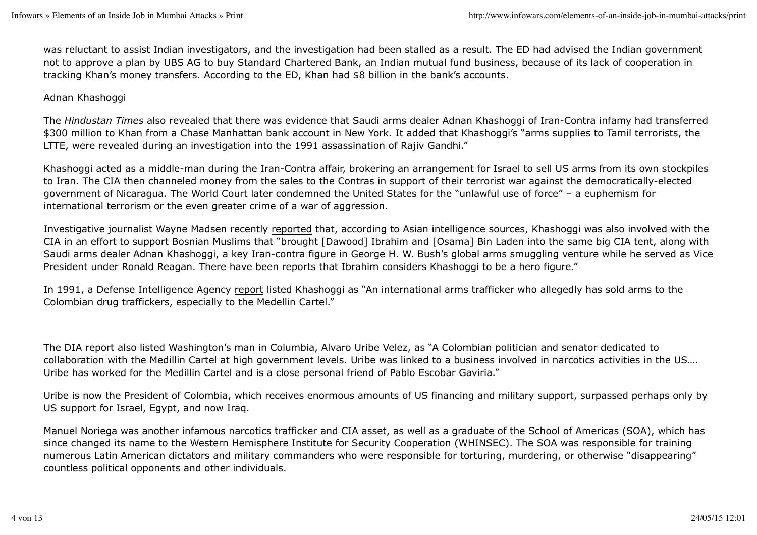was reluctant to assist Indian investigators, and the investigation had been stalled as a result. The ED had advised the Indian government not to approve a plan by UBS AG to buy Standard Chartered Bank, an Indian mutual fund business, because of its lack of cooperation in tracking Khan's money transfers. According to the ED, Khan had $8 billion in the bank's accounts.

Adnan Khashoggi

The *Hindustan Times* also revealed that there was evidence that Saudi arms dealer Adnan Khashoggi of Iran-Contra infamy had transferred $300 million to Khan from a Chase Manhattan bank account in New York. It added that Khashoggi's "arms supplies to Tamil terrorists, the LTTE, were revealed during an investigation into the 1991 assassination of Rajiv Gandhi."

Khashoggi acted as a middle-man during the Iran-Contra affair, brokering an arrangement for Israel to sell US arms from its own stockpiles to Iran. The CIA then channeled money from the sales to the Contras in support of their terrorist war against the democratically-elected government of Nicaragua. The World Court later condemned the United States for the "unlawful use of force" – a euphemism for international terrorism or the even greater crime of a war of aggression.

Investigative journalist Wayne Madsen recently reported that, according to Asian intelligence sources, Khashoggi was also involved with the CIA in an effort to support Bosnian Muslims that "brought [Dawood] Ibrahim and [Osama] Bin Laden into the same big CIA tent, along with Saudi arms dealer Adnan Khashoggi, a key Iran-contra figure in George H. W. Bush's global arms smuggling venture while he served as Vice President under Ronald Reagan. There have been reports that Ibrahim considers Khashoggi to be a hero figure."

In 1991, a Defense Intelligence Agency report listed Khashoggi as "An international arms trafficker who allegedly has sold arms to the Colombian drug traffickers, especially to the Medellin Cartel."

The DIA report also listed Washington's man in Columbia, Alvaro Uribe Velez, as "A Colombian politician and senator dedicated to collaboration with the Medillin Cartel at high government levels. Uribe was linked to a business involved in narcotics activities in the US…. Uribe has worked for the Medillin Cartel and is a close personal friend of Pablo Escobar Gaviria."

Uribe is now the President of Colombia, which receives enormous amounts of US financing and military support, surpassed perhaps only by US support for Israel, Egypt, and now Iraq.

Manuel Noriega was another infamous narcotics trafficker and CIA asset, as well as a graduate of the School of Americas (SOA), which has since changed its name to the Western Hemisphere Institute for Security Cooperation (WHINSEC). The SOA was responsible for training numerous Latin American dictators and military commanders who were responsible for torturing, murdering, or otherwise "disappearing" countless political opponents and other individuals.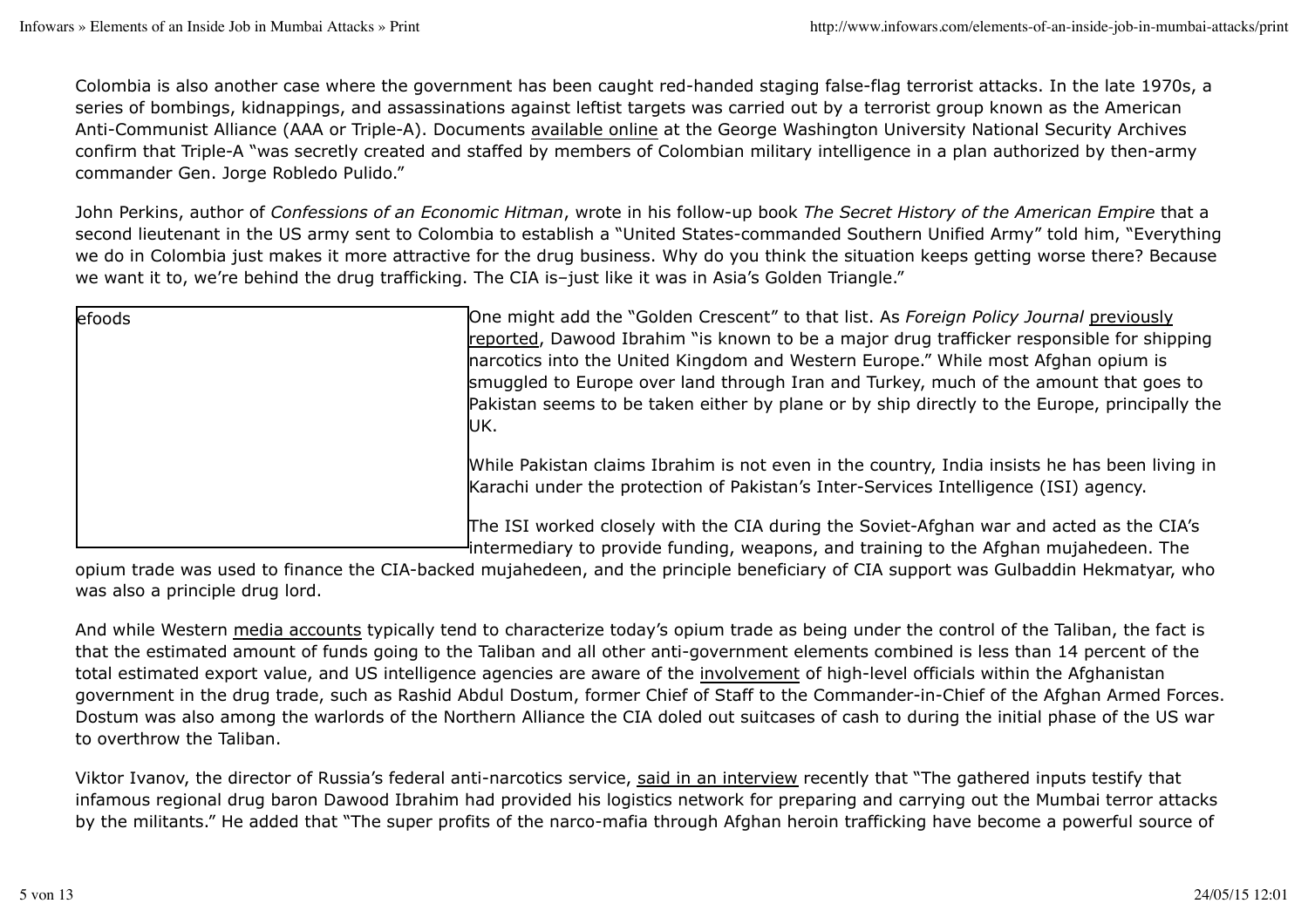Colombia is also another case where the government has been caught red-handed staging false-flag terrorist attacks. In the late 1970s, a series of bombings, kidnappings, and assassinations against leftist targets was carried out by a terrorist group known as the American Anti-Communist Alliance (AAA or Triple-A). Documents available online at the George Washington University National Security Archives confirm that Triple-A "was secretly created and staffed by members of Colombian military intelligence in a plan authorized by then-army commander Gen. Jorge Robledo Pulido."

John Perkins, author of *Confessions of an Economic Hitman*, wrote in his follow-up book *The Secret History of the American Empire* that a second lieutenant in the US army sent to Colombia to establish a "United States-commanded Southern Unified Army" told him, "Everything we do in Colombia just makes it more attractive for the drug business. Why do you think the situation keeps getting worse there? Because we want it to, we're behind the drug trafficking. The CIA is–just like it was in Asia's Golden Triangle."

efoods

One might add the "Golden Crescent" to that list. As *Foreign Policy Journal* previously reported, Dawood Ibrahim "is known to be a major drug trafficker responsible for shipping narcotics into the United Kingdom and Western Europe." While most Afghan opium is smuggled to Europe over land through Iran and Turkey, much of the amount that goes to Pakistan seems to be taken either by plane or by ship directly to the Europe, principally the UK.

While Pakistan claims Ibrahim is not even in the country, India insists he has been living in Karachi under the protection of Pakistan's Inter-Services Intelligence (ISI) agency.

The ISI worked closely with the CIA during the Soviet-Afghan war and acted as the CIA's intermediary to provide funding, weapons, and training to the Afghan mujahedeen. The opium trade was used to finance the CIA-backed mujahedeen, and the principle beneficiary of CIA support was Gulbaddin Hekmatyar, who was also a principle drug lord.

And while Western media accounts typically tend to characterize today's opium trade as being under the control of the Taliban, the fact is that the estimated amount of funds going to the Taliban and all other anti-government elements combined is less than 14 percent of the total estimated export value, and US intelligence agencies are aware of the involvement of high-level officials within the Afghanistan government in the drug trade, such as Rashid Abdul Dostum, former Chief of Staff to the Commander-in-Chief of the Afghan Armed Forces. Dostum was also among the warlords of the Northern Alliance the CIA doled out suitcases of cash to during the initial phase of the US war to overthrow the Taliban.

Viktor Ivanov, the director of Russia's federal anti-narcotics service, said in an interview recently that "The gathered inputs testify that infamous regional drug baron Dawood Ibrahim had provided his logistics network for preparing and carrying out the Mumbai terror attacks by the militants." He added that "The super profits of the narco-mafia through Afghan heroin trafficking have become a powerful source of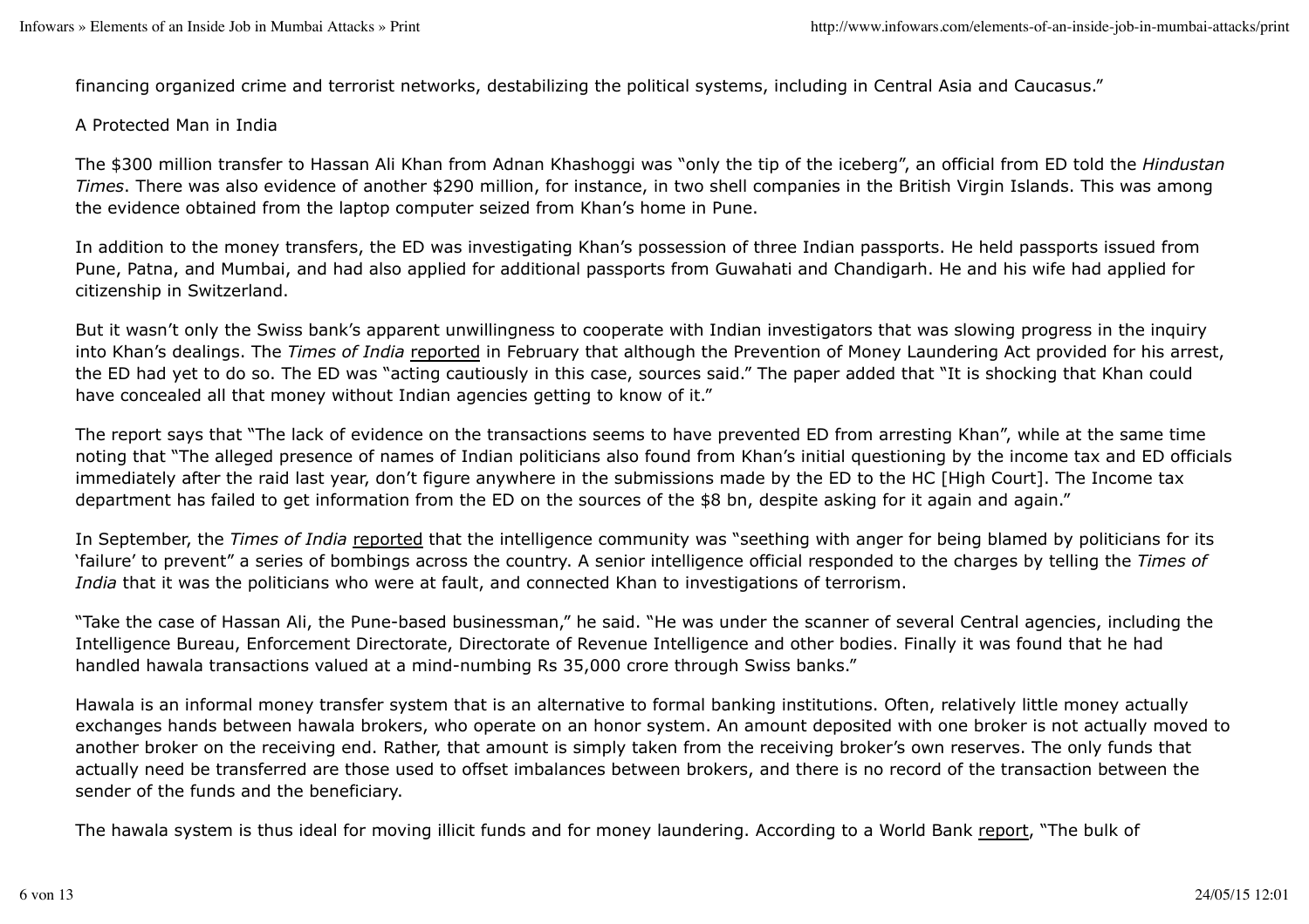financing organized crime and terrorist networks, destabilizing the political systems, including in Central Asia and Caucasus."

A Protected Man in India

The $300 million transfer to Hassan Ali Khan from Adnan Khashoggi was "only the tip of the iceberg", an official from ED told the *Hindustan Times*. There was also evidence of another $290 million, for instance, in two shell companies in the British Virgin Islands. This was among the evidence obtained from the laptop computer seized from Khan's home in Pune.

In addition to the money transfers, the ED was investigating Khan's possession of three Indian passports. He held passports issued from Pune, Patna, and Mumbai, and had also applied for additional passports from Guwahati and Chandigarh. He and his wife had applied for citizenship in Switzerland.

But it wasn't only the Swiss bank's apparent unwillingness to cooperate with Indian investigators that was slowing progress in the inquiry into Khan's dealings. The *Times of India* reported in February that although the Prevention of Money Laundering Act provided for his arrest, the ED had yet to do so. The ED was "acting cautiously in this case, sources said." The paper added that "It is shocking that Khan could have concealed all that money without Indian agencies getting to know of it."

The report says that "The lack of evidence on the transactions seems to have prevented ED from arresting Khan", while at the same time noting that "The alleged presence of names of Indian politicians also found from Khan's initial questioning by the income tax and ED officials immediately after the raid last year, don't figure anywhere in the submissions made by the ED to the HC [High Court]. The Income tax department has failed to get information from the ED on the sources of the $8 bn, despite asking for it again and again."

In September, the *Times of India* reported that the intelligence community was "seething with anger for being blamed by politicians for its 'failure' to prevent" a series of bombings across the country. A senior intelligence official responded to the charges by telling the *Times of India* that it was the politicians who were at fault, and connected Khan to investigations of terrorism.

"Take the case of Hassan Ali, the Pune-based businessman," he said. "He was under the scanner of several Central agencies, including the Intelligence Bureau, Enforcement Directorate, Directorate of Revenue Intelligence and other bodies. Finally it was found that he had handled hawala transactions valued at a mind-numbing Rs 35,000 crore through Swiss banks."

Hawala is an informal money transfer system that is an alternative to formal banking institutions. Often, relatively little money actually exchanges hands between hawala brokers, who operate on an honor system. An amount deposited with one broker is not actually moved to another broker on the receiving end. Rather, that amount is simply taken from the receiving broker's own reserves. The only funds that actually need be transferred are those used to offset imbalances between brokers, and there is no record of the transaction between the sender of the funds and the beneficiary.

The hawala system is thus ideal for moving illicit funds and for money laundering. According to a World Bank report, "The bulk of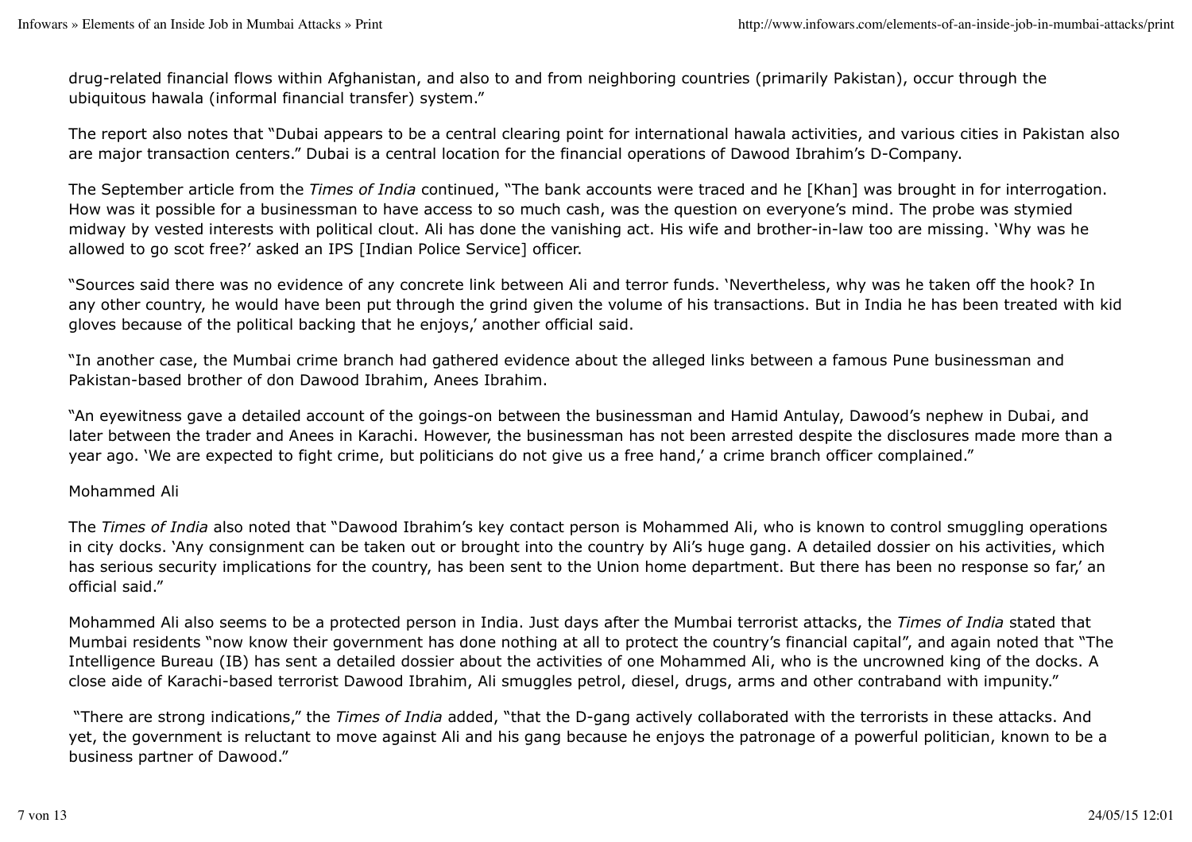drug-related financial flows within Afghanistan, and also to and from neighboring countries (primarily Pakistan), occur through the ubiquitous hawala (informal financial transfer) system."

The report also notes that "Dubai appears to be a central clearing point for international hawala activities, and various cities in Pakistan also are major transaction centers." Dubai is a central location for the financial operations of Dawood Ibrahim's D-Company.

The September article from the *Times of India* continued, "The bank accounts were traced and he [Khan] was brought in for interrogation. How was it possible for a businessman to have access to so much cash, was the question on everyone's mind. The probe was stymied midway by vested interests with political clout. Ali has done the vanishing act. His wife and brother-in-law too are missing. 'Why was he allowed to go scot free?' asked an IPS [Indian Police Service] officer.

"Sources said there was no evidence of any concrete link between Ali and terror funds. 'Nevertheless, why was he taken off the hook? In any other country, he would have been put through the grind given the volume of his transactions. But in India he has been treated with kid gloves because of the political backing that he enjoys,' another official said.

"In another case, the Mumbai crime branch had gathered evidence about the alleged links between a famous Pune businessman and Pakistan-based brother of don Dawood Ibrahim, Anees Ibrahim.

"An eyewitness gave a detailed account of the goings-on between the businessman and Hamid Antulay, Dawood's nephew in Dubai, and later between the trader and Anees in Karachi. However, the businessman has not been arrested despite the disclosures made more than a year ago. 'We are expected to fight crime, but politicians do not give us a free hand,' a crime branch officer complained."

Mohammed Ali

The *Times of India* also noted that "Dawood Ibrahim's key contact person is Mohammed Ali, who is known to control smuggling operations in city docks. 'Any consignment can be taken out or brought into the country by Ali's huge gang. A detailed dossier on his activities, which has serious security implications for the country, has been sent to the Union home department. But there has been no response so far,' an official said."

Mohammed Ali also seems to be a protected person in India. Just days after the Mumbai terrorist attacks, the *Times of India* stated that Mumbai residents "now know their government has done nothing at all to protect the country's financial capital", and again noted that "The Intelligence Bureau (IB) has sent a detailed dossier about the activities of one Mohammed Ali, who is the uncrowned king of the docks. A close aide of Karachi-based terrorist Dawood Ibrahim, Ali smuggles petrol, diesel, drugs, arms and other contraband with impunity."

"There are strong indications," the *Times of India* added, "that the D-gang actively collaborated with the terrorists in these attacks. And yet, the government is reluctant to move against Ali and his gang because he enjoys the patronage of a powerful politician, known to be a business partner of Dawood."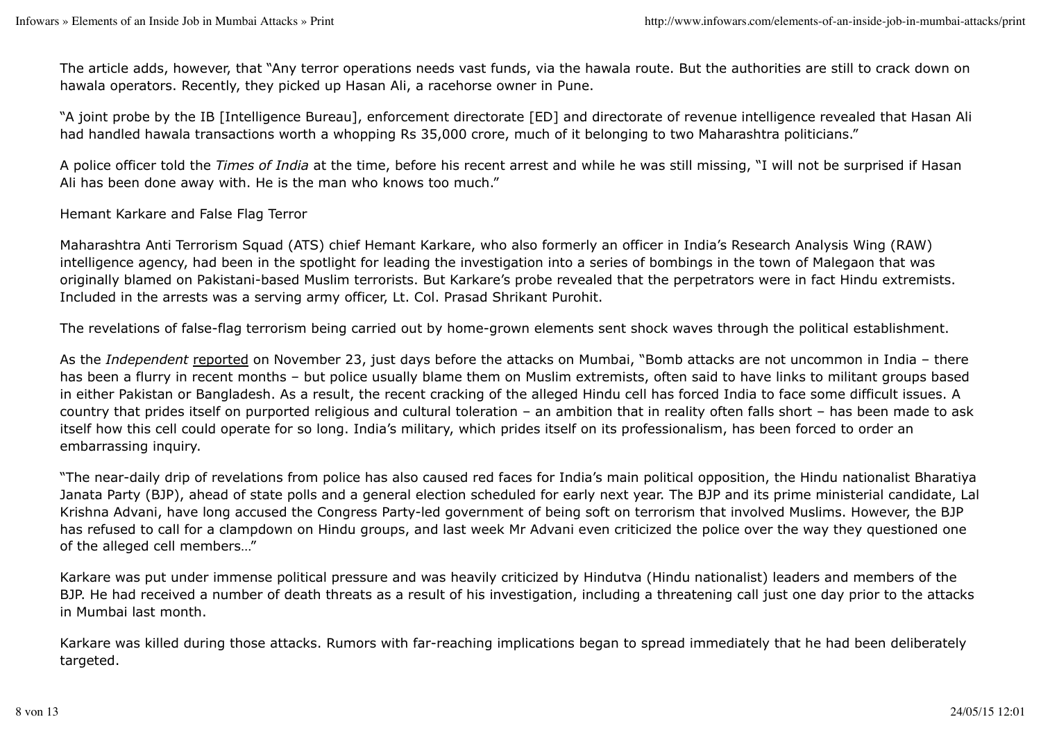The article adds, however, that "Any terror operations needs vast funds, via the hawala route. But the authorities are still to crack down on hawala operators. Recently, they picked up Hasan Ali, a racehorse owner in Pune.

"A joint probe by the IB [Intelligence Bureau], enforcement directorate [ED] and directorate of revenue intelligence revealed that Hasan Ali had handled hawala transactions worth a whopping Rs 35,000 crore, much of it belonging to two Maharashtra politicians."

A police officer told the *Times of India* at the time, before his recent arrest and while he was still missing, "I will not be surprised if Hasan Ali has been done away with. He is the man who knows too much."

Hemant Karkare and False Flag Terror

Maharashtra Anti Terrorism Squad (ATS) chief Hemant Karkare, who also formerly an officer in India's Research Analysis Wing (RAW) intelligence agency, had been in the spotlight for leading the investigation into a series of bombings in the town of Malegaon that was originally blamed on Pakistani-based Muslim terrorists. But Karkare's probe revealed that the perpetrators were in fact Hindu extremists. Included in the arrests was a serving army officer, Lt. Col. Prasad Shrikant Purohit.

The revelations of false-flag terrorism being carried out by home-grown elements sent shock waves through the political establishment.

As the *Independent* reported on November 23, just days before the attacks on Mumbai, "Bomb attacks are not uncommon in India – there has been a flurry in recent months – but police usually blame them on Muslim extremists, often said to have links to militant groups based in either Pakistan or Bangladesh. As a result, the recent cracking of the alleged Hindu cell has forced India to face some difficult issues. A country that prides itself on purported religious and cultural toleration – an ambition that in reality often falls short – has been made to ask itself how this cell could operate for so long. India's military, which prides itself on its professionalism, has been forced to order an embarrassing inquiry.

"The near-daily drip of revelations from police has also caused red faces for India's main political opposition, the Hindu nationalist Bharatiya Janata Party (BJP), ahead of state polls and a general election scheduled for early next year. The BJP and its prime ministerial candidate, Lal Krishna Advani, have long accused the Congress Party-led government of being soft on terrorism that involved Muslims. However, the BJP has refused to call for a clampdown on Hindu groups, and last week Mr Advani even criticized the police over the way they questioned one of the alleged cell members…"

Karkare was put under immense political pressure and was heavily criticized by Hindutva (Hindu nationalist) leaders and members of the BJP. He had received a number of death threats as a result of his investigation, including a threatening call just one day prior to the attacks in Mumbai last month.

Karkare was killed during those attacks. Rumors with far-reaching implications began to spread immediately that he had been deliberately targeted.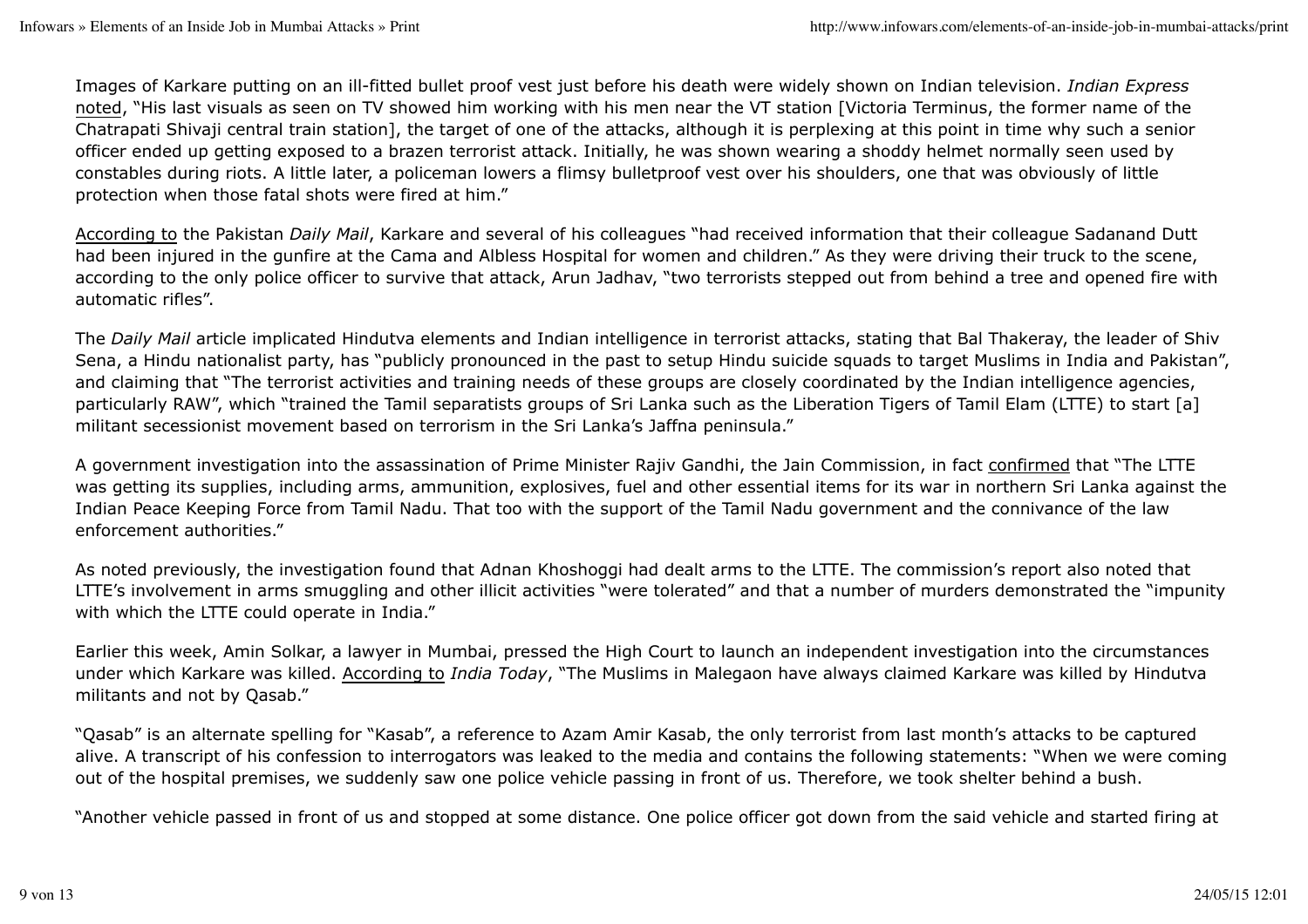Images of Karkare putting on an ill-fitted bullet proof vest just before his death were widely shown on Indian television. *Indian Express* noted, "His last visuals as seen on TV showed him working with his men near the VT station [Victoria Terminus, the former name of the Chatrapati Shivaji central train station], the target of one of the attacks, although it is perplexing at this point in time why such a senior officer ended up getting exposed to a brazen terrorist attack. Initially, he was shown wearing a shoddy helmet normally seen used by constables during riots. A little later, a policeman lowers a flimsy bulletproof vest over his shoulders, one that was obviously of little protection when those fatal shots were fired at him."

According to the Pakistan *Daily Mail*, Karkare and several of his colleagues "had received information that their colleague Sadanand Dutt had been injured in the gunfire at the Cama and Albless Hospital for women and children." As they were driving their truck to the scene, according to the only police officer to survive that attack, Arun Jadhav, "two terrorists stepped out from behind a tree and opened fire with automatic rifles".

The *Daily Mail* article implicated Hindutva elements and Indian intelligence in terrorist attacks, stating that Bal Thakeray, the leader of Shiv Sena, a Hindu nationalist party, has "publicly pronounced in the past to setup Hindu suicide squads to target Muslims in India and Pakistan", and claiming that "The terrorist activities and training needs of these groups are closely coordinated by the Indian intelligence agencies, particularly RAW", which "trained the Tamil separatists groups of Sri Lanka such as the Liberation Tigers of Tamil Elam (LTTE) to start [a] militant secessionist movement based on terrorism in the Sri Lanka's Jaffna peninsula."

A government investigation into the assassination of Prime Minister Rajiv Gandhi, the Jain Commission, in fact confirmed that "The LTTE was getting its supplies, including arms, ammunition, explosives, fuel and other essential items for its war in northern Sri Lanka against the Indian Peace Keeping Force from Tamil Nadu. That too with the support of the Tamil Nadu government and the connivance of the law enforcement authorities."

As noted previously, the investigation found that Adnan Khoshoggi had dealt arms to the LTTE. The commission's report also noted that LTTE's involvement in arms smuggling and other illicit activities "were tolerated" and that a number of murders demonstrated the "impunity with which the LTTE could operate in India."

Earlier this week, Amin Solkar, a lawyer in Mumbai, pressed the High Court to launch an independent investigation into the circumstances under which Karkare was killed. According to *India Today*, "The Muslims in Malegaon have always claimed Karkare was killed by Hindutva militants and not by Qasab."

"Qasab" is an alternate spelling for "Kasab", a reference to Azam Amir Kasab, the only terrorist from last month's attacks to be captured alive. A transcript of his confession to interrogators was leaked to the media and contains the following statements: "When we were coming out of the hospital premises, we suddenly saw one police vehicle passing in front of us. Therefore, we took shelter behind a bush.

"Another vehicle passed in front of us and stopped at some distance. One police officer got down from the said vehicle and started firing at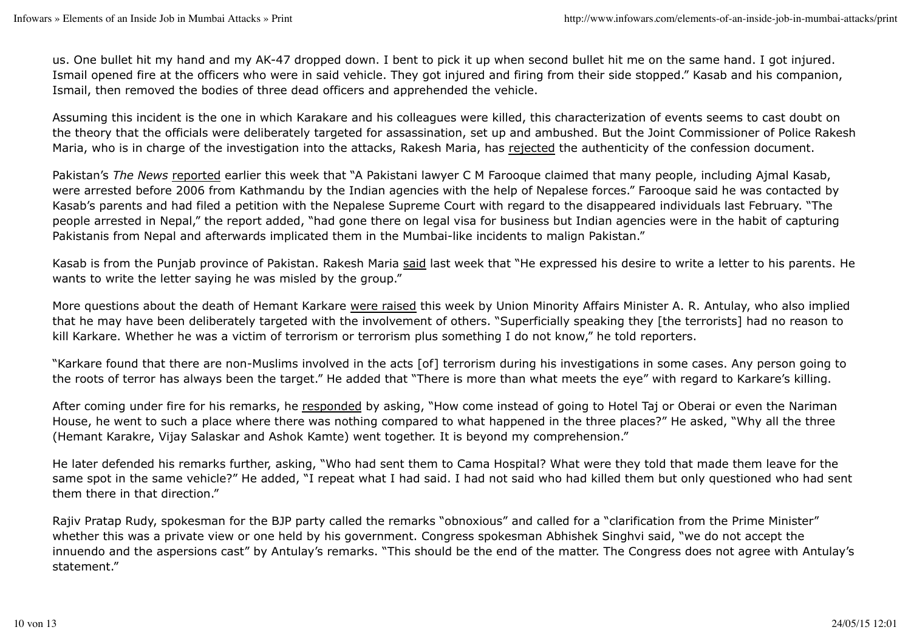us. One bullet hit my hand and my AK-47 dropped down. I bent to pick it up when second bullet hit me on the same hand. I got injured. Ismail opened fire at the officers who were in said vehicle. They got injured and firing from their side stopped." Kasab and his companion, Ismail, then removed the bodies of three dead officers and apprehended the vehicle.

Assuming this incident is the one in which Karakare and his colleagues were killed, this characterization of events seems to cast doubt on the theory that the officials were deliberately targeted for assassination, set up and ambushed. But the Joint Commissioner of Police Rakesh Maria, who is in charge of the investigation into the attacks, Rakesh Maria, has rejected the authenticity of the confession document.

Pakistan's *The News* reported earlier this week that "A Pakistani lawyer C M Farooque claimed that many people, including Ajmal Kasab, were arrested before 2006 from Kathmandu by the Indian agencies with the help of Nepalese forces." Farooque said he was contacted by Kasab's parents and had filed a petition with the Nepalese Supreme Court with regard to the disappeared individuals last February. "The people arrested in Nepal," the report added, "had gone there on legal visa for business but Indian agencies were in the habit of capturing Pakistanis from Nepal and afterwards implicated them in the Mumbai-like incidents to malign Pakistan."

Kasab is from the Punjab province of Pakistan. Rakesh Maria said last week that "He expressed his desire to write a letter to his parents. He wants to write the letter saying he was misled by the group."

More questions about the death of Hemant Karkare were raised this week by Union Minority Affairs Minister A. R. Antulay, who also implied that he may have been deliberately targeted with the involvement of others. "Superficially speaking they [the terrorists] had no reason to kill Karkare. Whether he was a victim of terrorism or terrorism plus something I do not know," he told reporters.

"Karkare found that there are non-Muslims involved in the acts [of] terrorism during his investigations in some cases. Any person going to the roots of terror has always been the target." He added that "There is more than what meets the eye" with regard to Karkare's killing.

After coming under fire for his remarks, he responded by asking, "How come instead of going to Hotel Taj or Oberai or even the Nariman House, he went to such a place where there was nothing compared to what happened in the three places?" He asked, "Why all the three (Hemant Karakre, Vijay Salaskar and Ashok Kamte) went together. It is beyond my comprehension."

He later defended his remarks further, asking, "Who had sent them to Cama Hospital? What were they told that made them leave for the same spot in the same vehicle?" He added, "I repeat what I had said. I had not said who had killed them but only questioned who had sent them there in that direction."

Rajiv Pratap Rudy, spokesman for the BJP party called the remarks "obnoxious" and called for a "clarification from the Prime Minister" whether this was a private view or one held by his government. Congress spokesman Abhishek Singhvi said, "we do not accept the innuendo and the aspersions cast" by Antulay's remarks. "This should be the end of the matter. The Congress does not agree with Antulay's statement."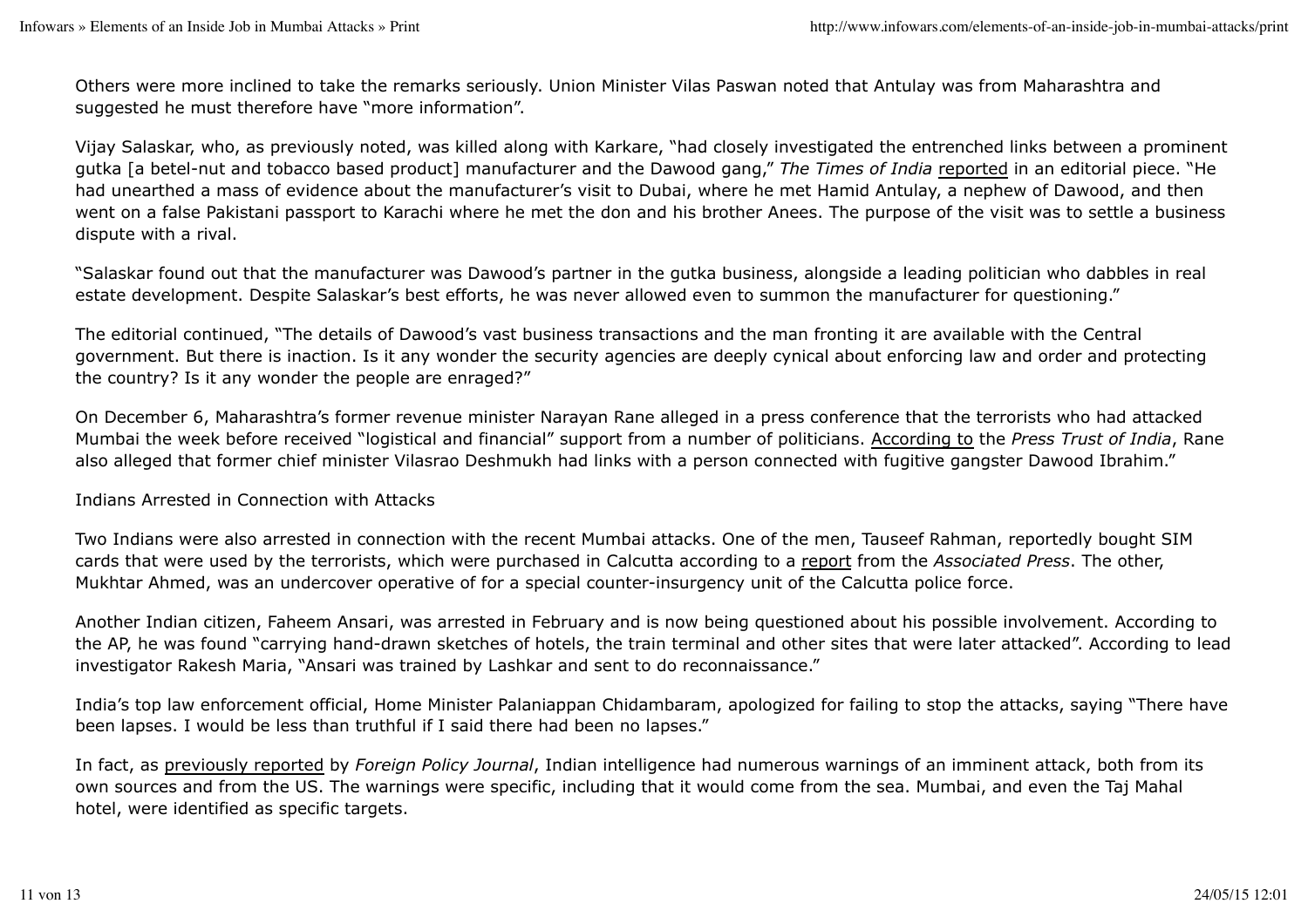Others were more inclined to take the remarks seriously. Union Minister Vilas Paswan noted that Antulay was from Maharashtra and suggested he must therefore have "more information".

Vijay Salaskar, who, as previously noted, was killed along with Karkare, "had closely investigated the entrenched links between a prominent gutka [a betel-nut and tobacco based product] manufacturer and the Dawood gang," *The Times of India* reported in an editorial piece. "He had unearthed a mass of evidence about the manufacturer's visit to Dubai, where he met Hamid Antulay, a nephew of Dawood, and then went on a false Pakistani passport to Karachi where he met the don and his brother Anees. The purpose of the visit was to settle a business dispute with a rival.

"Salaskar found out that the manufacturer was Dawood's partner in the gutka business, alongside a leading politician who dabbles in real estate development. Despite Salaskar's best efforts, he was never allowed even to summon the manufacturer for questioning."

The editorial continued, "The details of Dawood's vast business transactions and the man fronting it are available with the Central government. But there is inaction. Is it any wonder the security agencies are deeply cynical about enforcing law and order and protecting the country? Is it any wonder the people are enraged?"

On December 6, Maharashtra's former revenue minister Narayan Rane alleged in a press conference that the terrorists who had attacked Mumbai the week before received "logistical and financial" support from a number of politicians. According to the *Press Trust of India*, Rane also alleged that former chief minister Vilasrao Deshmukh had links with a person connected with fugitive gangster Dawood Ibrahim."

Indians Arrested in Connection with Attacks

Two Indians were also arrested in connection with the recent Mumbai attacks. One of the men, Tauseef Rahman, reportedly bought SIM cards that were used by the terrorists, which were purchased in Calcutta according to a report from the *Associated Press*. The other, Mukhtar Ahmed, was an undercover operative of for a special counter-insurgency unit of the Calcutta police force.

Another Indian citizen, Faheem Ansari, was arrested in February and is now being questioned about his possible involvement. According to the AP, he was found "carrying hand-drawn sketches of hotels, the train terminal and other sites that were later attacked". According to lead investigator Rakesh Maria, "Ansari was trained by Lashkar and sent to do reconnaissance."

India's top law enforcement official, Home Minister Palaniappan Chidambaram, apologized for failing to stop the attacks, saying "There have been lapses. I would be less than truthful if I said there had been no lapses."

In fact, as previously reported by *Foreign Policy Journal*, Indian intelligence had numerous warnings of an imminent attack, both from its own sources and from the US. The warnings were specific, including that it would come from the sea. Mumbai, and even the Taj Mahal hotel, were identified as specific targets.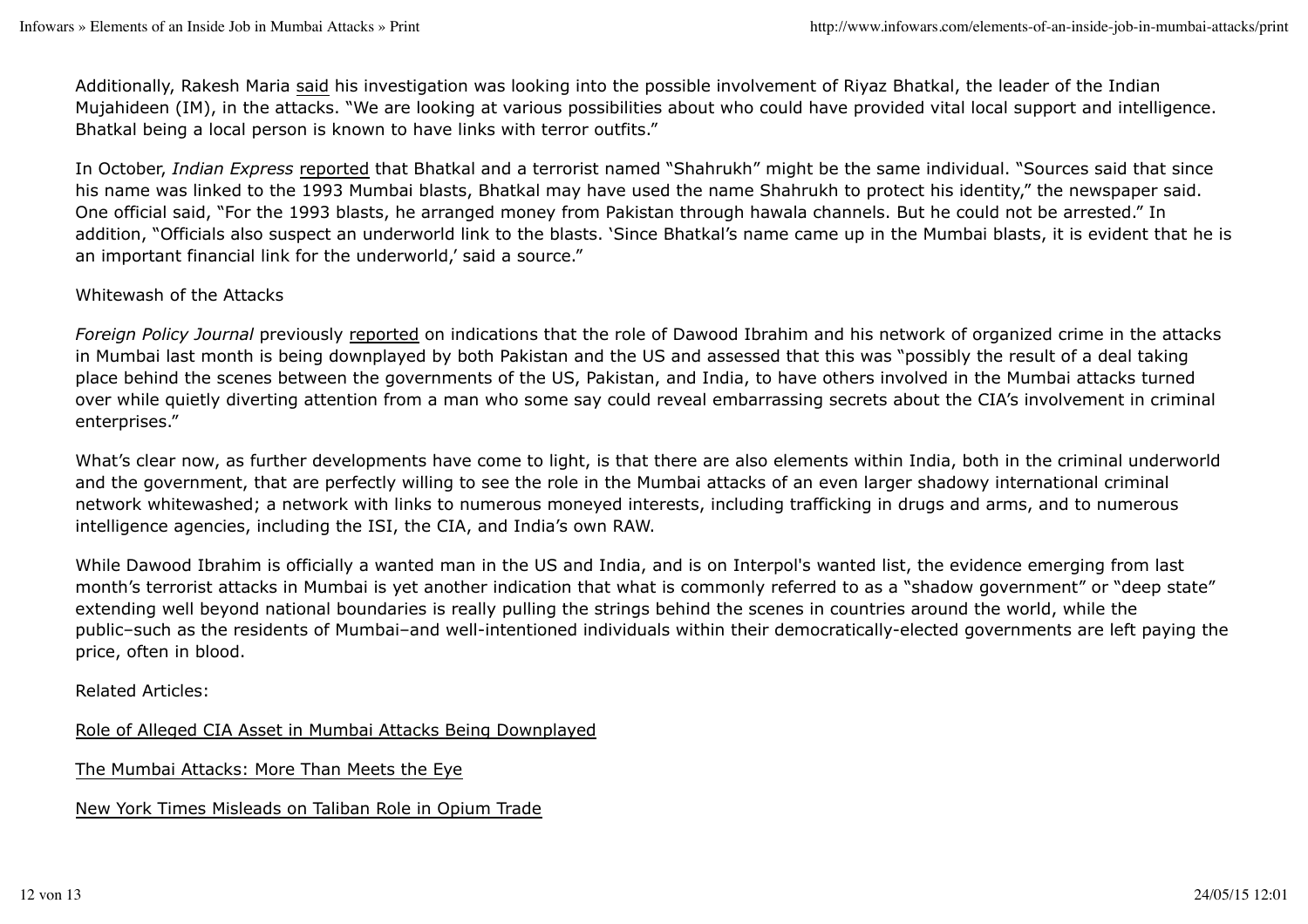Additionally, Rakesh Maria said his investigation was looking into the possible involvement of Riyaz Bhatkal, the leader of the Indian Mujahideen (IM), in the attacks. "We are looking at various possibilities about who could have provided vital local support and intelligence. Bhatkal being a local person is known to have links with terror outfits."

In October, *Indian Express* reported that Bhatkal and a terrorist named "Shahrukh" might be the same individual. "Sources said that since his name was linked to the 1993 Mumbai blasts, Bhatkal may have used the name Shahrukh to protect his identity," the newspaper said. One official said, "For the 1993 blasts, he arranged money from Pakistan through hawala channels. But he could not be arrested." In addition, "Officials also suspect an underworld link to the blasts. 'Since Bhatkal's name came up in the Mumbai blasts, it is evident that he is an important financial link for the underworld,' said a source."

Whitewash of the Attacks

*Foreign Policy Journal* previously reported on indications that the role of Dawood Ibrahim and his network of organized crime in the attacks in Mumbai last month is being downplayed by both Pakistan and the US and assessed that this was "possibly the result of a deal taking place behind the scenes between the governments of the US, Pakistan, and India, to have others involved in the Mumbai attacks turned over while quietly diverting attention from a man who some say could reveal embarrassing secrets about the CIA's involvement in criminal enterprises."

What's clear now, as further developments have come to light, is that there are also elements within India, both in the criminal underworld and the government, that are perfectly willing to see the role in the Mumbai attacks of an even larger shadowy international criminal network whitewashed; a network with links to numerous moneyed interests, including trafficking in drugs and arms, and to numerous intelligence agencies, including the ISI, the CIA, and India's own RAW.

While Dawood Ibrahim is officially a wanted man in the US and India, and is on Interpol's wanted list, the evidence emerging from last month's terrorist attacks in Mumbai is yet another indication that what is commonly referred to as a "shadow government" or "deep state" extending well beyond national boundaries is really pulling the strings behind the scenes in countries around the world, while the public–such as the residents of Mumbai–and well-intentioned individuals within their democratically-elected governments are left paying the price, often in blood.

Related Articles:

Role of Alleged CIA Asset in Mumbai Attacks Being Downplayed

The Mumbai Attacks: More Than Meets the Eye

New York Times Misleads on Taliban Role in Opium Trade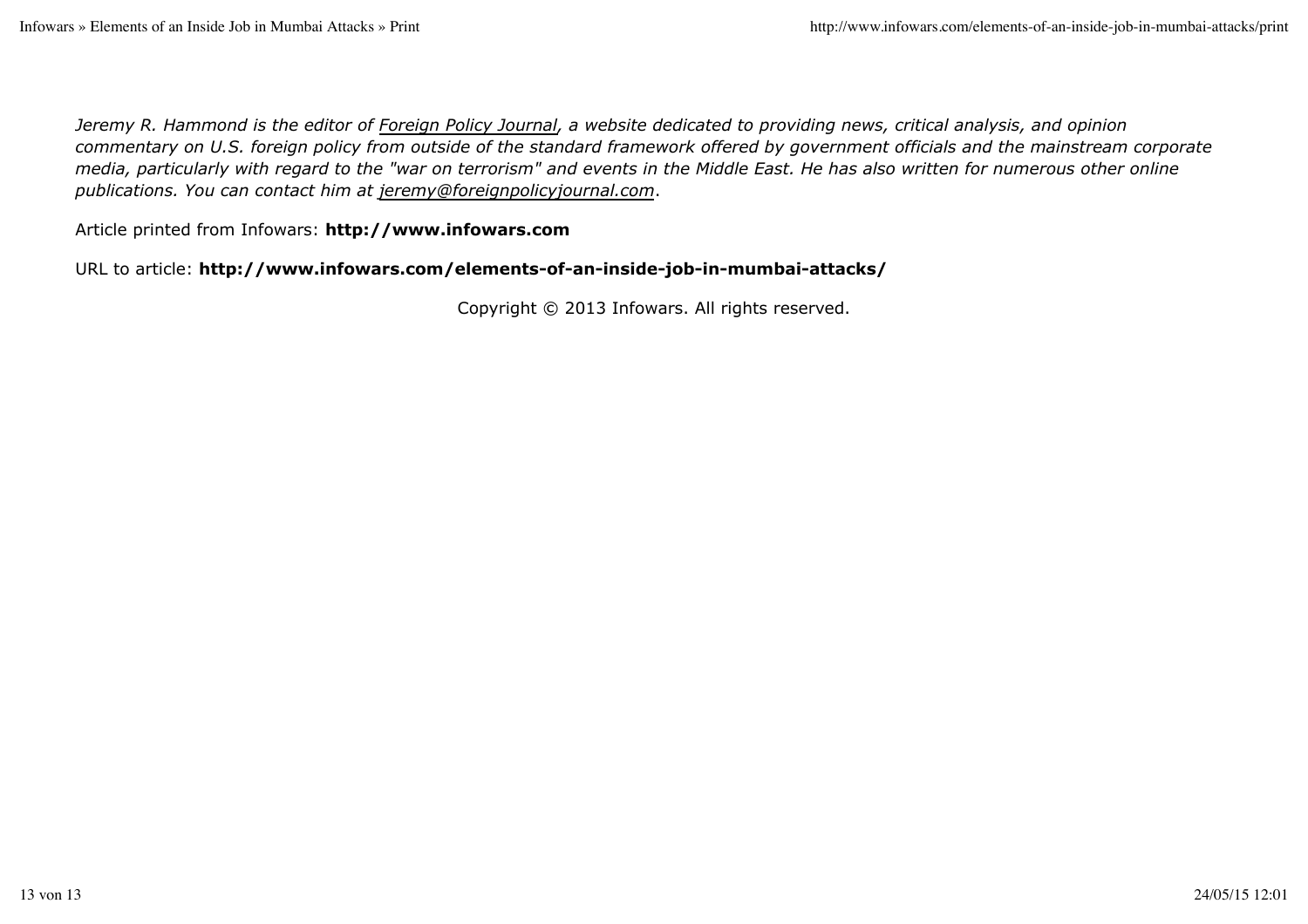*Jeremy R. Hammond is the editor of Foreign Policy Journal, a website dedicated to providing news, critical analysis, and opinion commentary on U.S. foreign policy from outside of the standard framework offered by government officials and the mainstream corporate media, particularly with regard to the "war on terrorism" and events in the Middle East. He has also written for numerous other online publications. You can contact him at jeremy@foreignpolicyjournal.com.*

Article printed from Infowars: **http://www.infowars.com**

URL to article: **http://www.infowars.com/elements-of-an-inside-job-in-mumbai-attacks/**

Copyright © 2013 Infowars. All rights reserved.